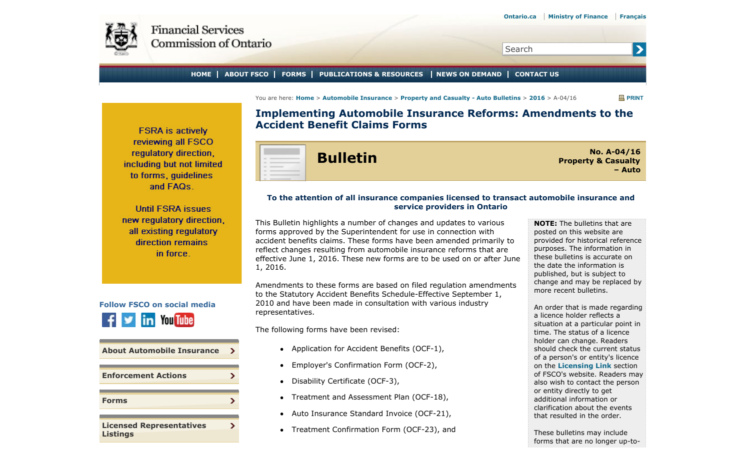# Implementing Automobile Insurance Reforms: Amendments to the Accident Benefit Claims Forms

**Bulletin**

**No. A-04/16**
**Property & Casualty – Auto**

**To the attention of all insurance companies licensed to transact automobile insurance and service providers in Ontario**

This Bulletin highlights a number of changes and updates to various forms approved by the Superintendent for use in connection with accident benefits claims. These forms have been amended primarily to reflect changes resulting from automobile insurance reforms that are effective June 1, 2016. These new forms are to be used on or after June 1, 2016.

Amendments to these forms are based on filed regulation amendments to the Statutory Accident Benefits Schedule-Effective September 1, 2010 and have been made in consultation with various industry representatives.

The following forms have been revised:

- Application for Accident Benefits (OCF-1),
- Employer's Confirmation Form (OCF-2),
- Disability Certificate (OCF-3),
- Treatment and Assessment Plan (OCF-18),
- Auto Insurance Standard Invoice (OCF-21),
- Treatment Confirmation Form (OCF-23), and

**NOTE:** The bulletins that are posted on this website are provided for historical reference purposes. The information in these bulletins is accurate on the date the information is published, but is subject to change and may be replaced by more recent bulletins.

An order that is made regarding a licence holder reflects a situation at a particular point in time. The status of a licence holder can change. Readers should check the current status of a person's or entity's licence on the **Licensing Link** section of FSCO's website. Readers may also wish to contact the person or entity directly to get additional information or clarification about the events that resulted in the order.

These bulletins may include forms that are no longer up-to-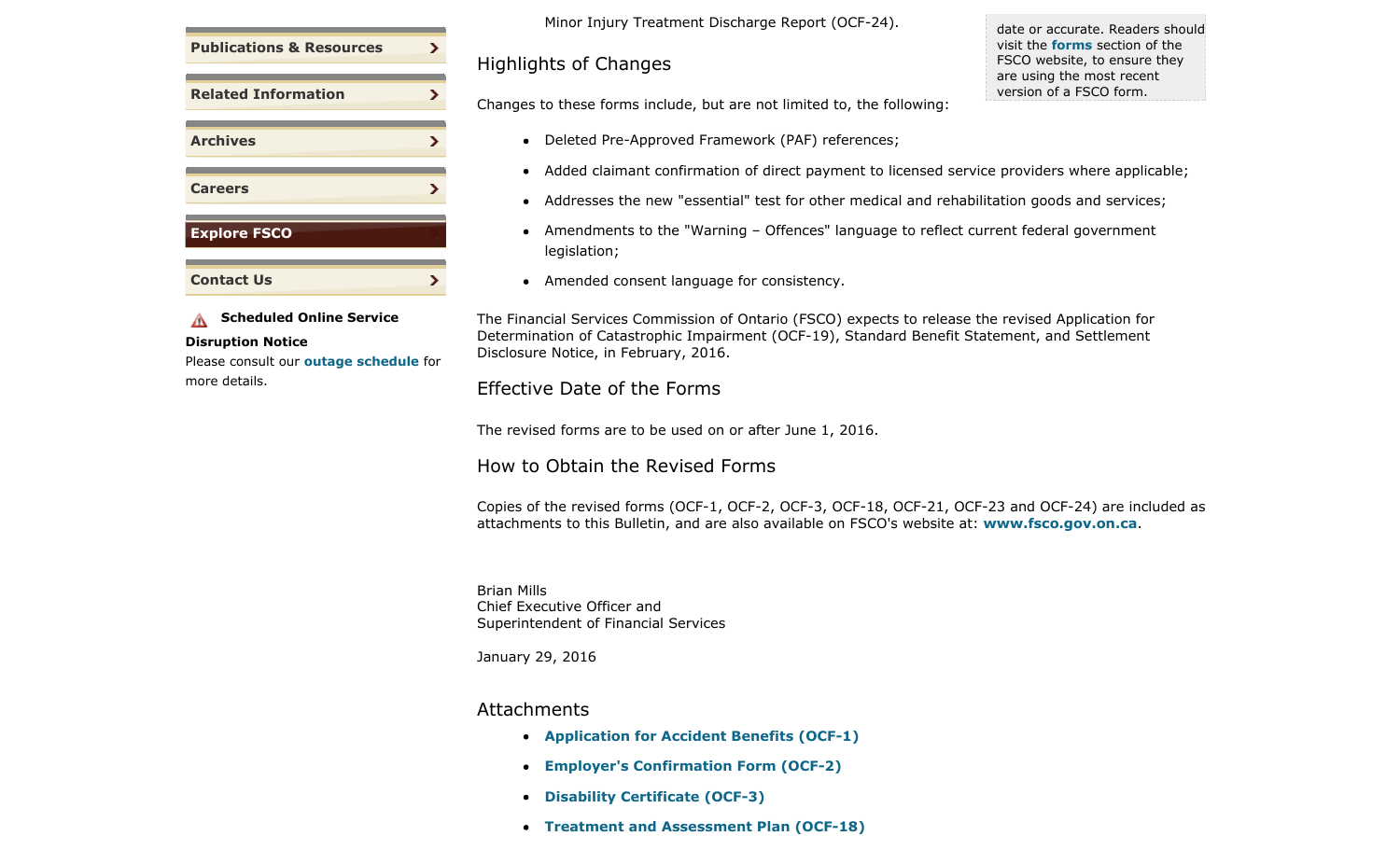- Minor Injury Treatment Discharge Report (OCF-24).

date or accurate. Readers should visit the **forms** section of the FSCO website, to ensure they are using the most recent version of a FSCO form.

## Highlights of Changes

Changes to these forms include, but are not limited to, the following:

- Deleted Pre-Approved Framework (PAF) references;
- Added claimant confirmation of direct payment to licensed service providers where applicable;
- Addresses the new "essential" test for other medical and rehabilitation goods and services;
- Amendments to the "Warning – Offences" language to reflect current federal government legislation;
- Amended consent language for consistency.

The Financial Services Commission of Ontario (FSCO) expects to release the revised Application for Determination of Catastrophic Impairment (OCF-19), Standard Benefit Statement, and Settlement Disclosure Notice, in February, 2016.

## Effective Date of the Forms

The revised forms are to be used on or after June 1, 2016.

## How to Obtain the Revised Forms

Copies of the revised forms (OCF-1, OCF-2, OCF-3, OCF-18, OCF-21, OCF-23 and OCF-24) are included as attachments to this Bulletin, and are also available on FSCO's website at: **www.fsco.gov.on.ca**.

Brian Mills
Chief Executive Officer and
Superintendent of Financial Services

January 29, 2016

## Attachments

- **Application for Accident Benefits (OCF-1)**
- **Employer's Confirmation Form (OCF-2)**
- **Disability Certificate (OCF-3)**
- **Treatment and Assessment Plan (OCF-18)**

**Publications & Resources**
**Related Information**
**Archives**
**Careers**
**Explore FSCO**
**Contact Us**

**Scheduled Online Service Disruption Notice**
Please consult our **outage schedule** for more details.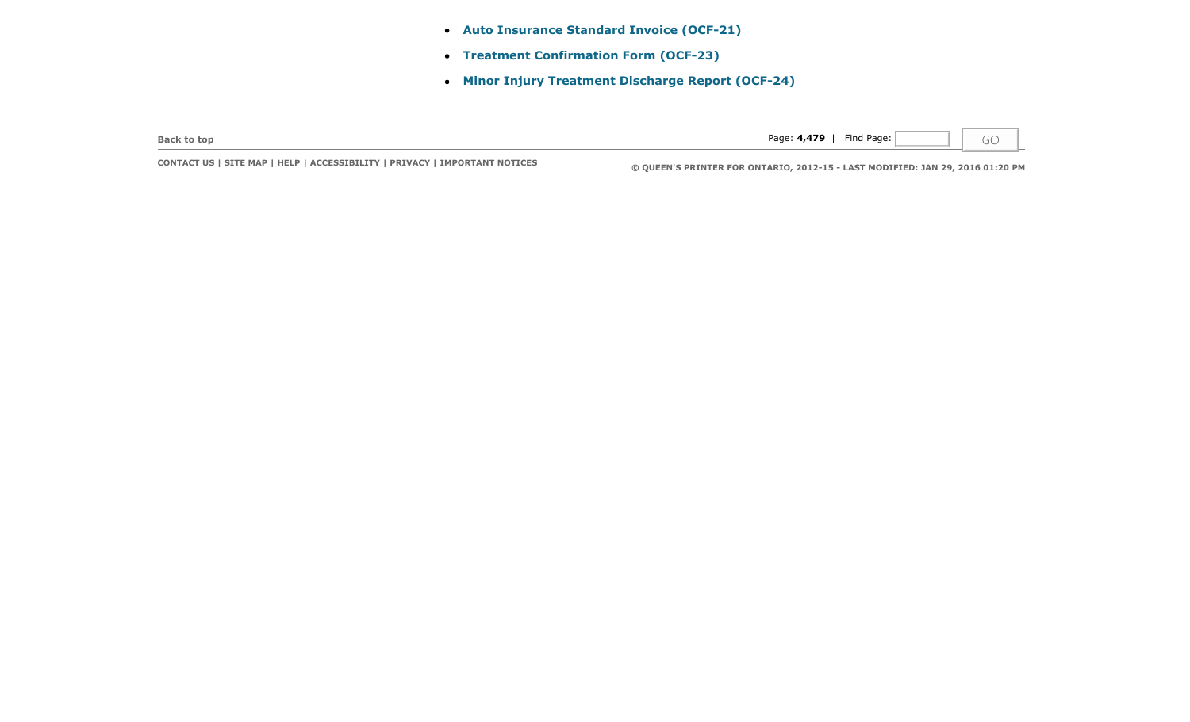- **Auto Insurance Standard Invoice (OCF-21)**
- **Treatment Confirmation Form (OCF-23)**
- **Minor Injury Treatment Discharge Report (OCF-24)**

Back to top

Page: **4,479** | Find Page: GO

CONTACT US | SITE MAP | HELP | ACCESSIBILITY | PRIVACY | IMPORTANT NOTICES

© QUEEN'S PRINTER FOR ONTARIO, 2012-15 - LAST MODIFIED: JAN 29, 2016 01:20 PM